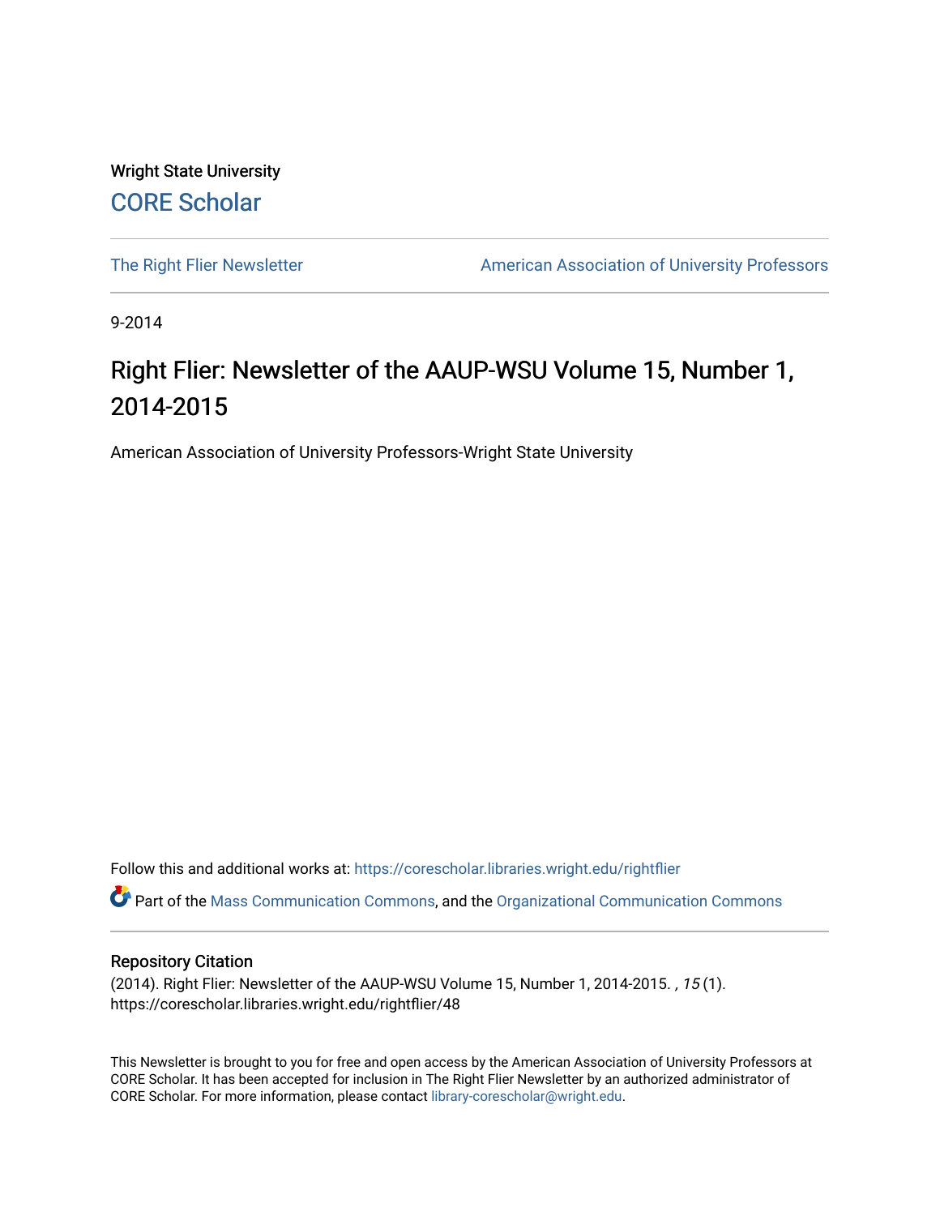Wright State University

CORE Scholar

The Right Flier Newsletter

American Association of University Professors

9-2014

# Right Flier: Newsletter of the AAUP-WSU Volume 15, Number 1, 2014-2015

American Association of University Professors-Wright State University

Follow this and additional works at: https://corescholar.libraries.wright.edu/rightflier

Part of the Mass Communication Commons, and the Organizational Communication Commons

## Repository Citation

(2014). Right Flier: Newsletter of the AAUP-WSU Volume 15, Number 1, 2014-2015. *, 15* (1). https://corescholar.libraries.wright.edu/rightflier/48

This Newsletter is brought to you for free and open access by the American Association of University Professors at CORE Scholar. It has been accepted for inclusion in The Right Flier Newsletter by an authorized administrator of CORE Scholar. For more information, please contact library-corescholar@wright.edu.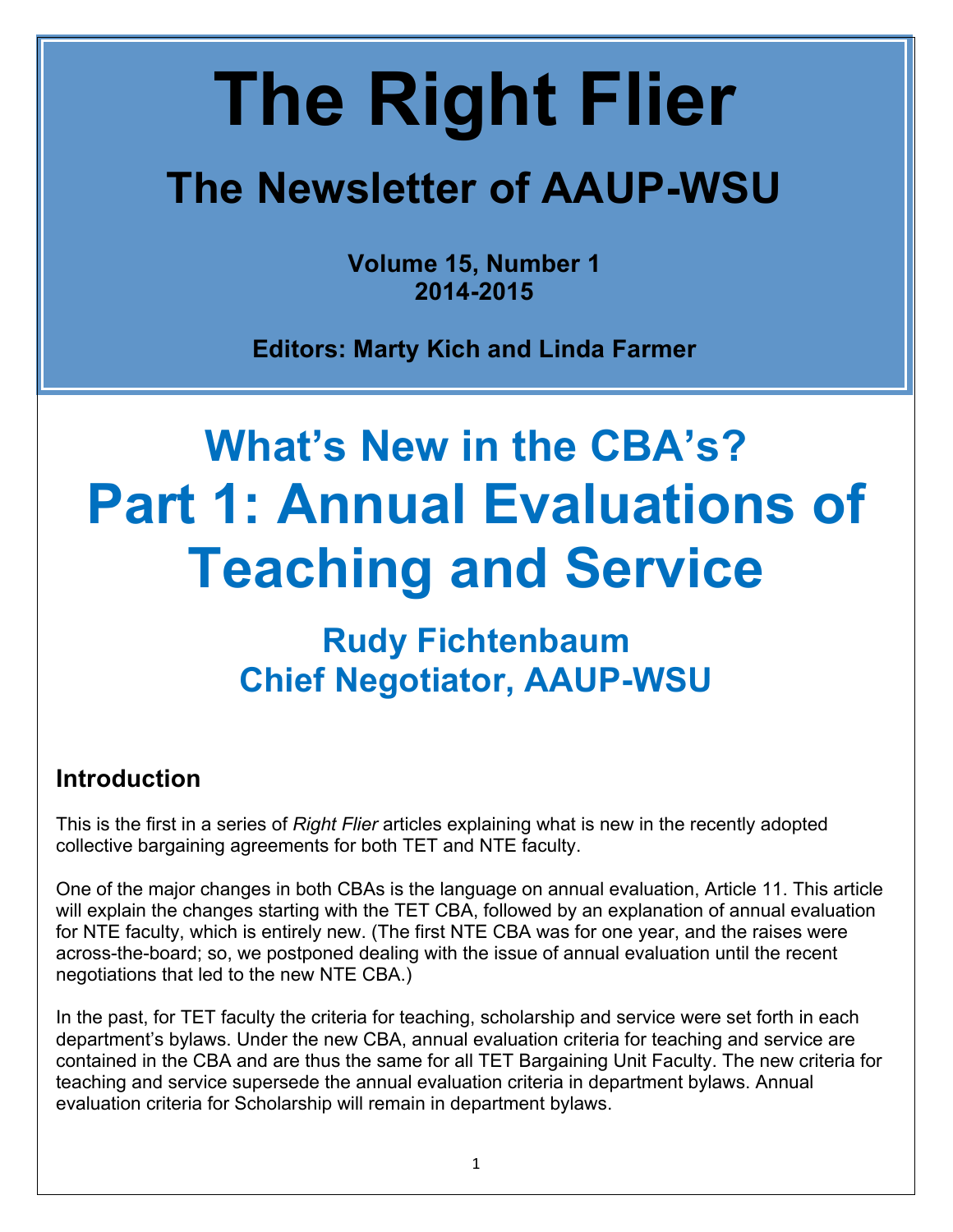# The Right Flier

## The Newsletter of AAUP-WSU

**Volume 15, Number 1**
**2014-2015**

**Editors: Marty Kich and Linda Farmer**

# What's New in the CBA's?

# Part 1: Annual Evaluations of Teaching and Service

## Rudy Fichtenbaum
## Chief Negotiator, AAUP-WSU

### Introduction

This is the first in a series of *Right Flier* articles explaining what is new in the recently adopted collective bargaining agreements for both TET and NTE faculty.

One of the major changes in both CBAs is the language on annual evaluation, Article 11. This article will explain the changes starting with the TET CBA, followed by an explanation of annual evaluation for NTE faculty, which is entirely new. (The first NTE CBA was for one year, and the raises were across-the-board; so, we postponed dealing with the issue of annual evaluation until the recent negotiations that led to the new NTE CBA.)

In the past, for TET faculty the criteria for teaching, scholarship and service were set forth in each department's bylaws. Under the new CBA, annual evaluation criteria for teaching and service are contained in the CBA and are thus the same for all TET Bargaining Unit Faculty. The new criteria for teaching and service supersede the annual evaluation criteria in department bylaws. Annual evaluation criteria for Scholarship will remain in department bylaws.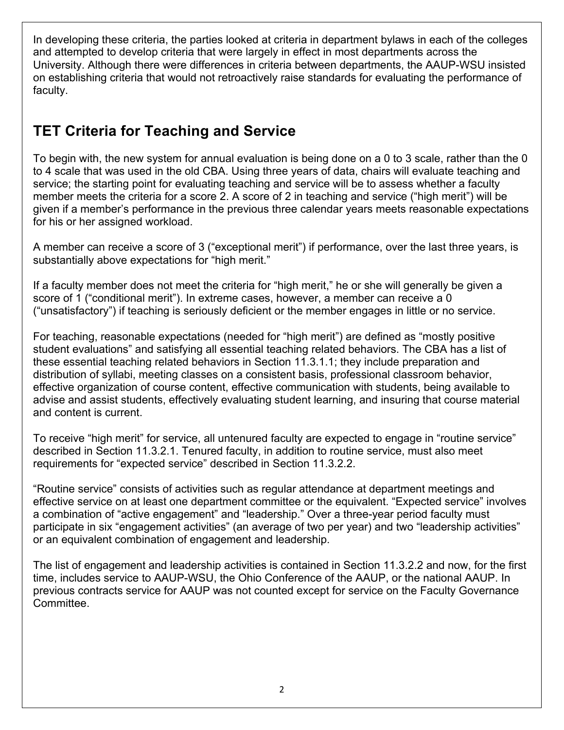In developing these criteria, the parties looked at criteria in department bylaws in each of the colleges and attempted to develop criteria that were largely in effect in most departments across the University. Although there were differences in criteria between departments, the AAUP-WSU insisted on establishing criteria that would not retroactively raise standards for evaluating the performance of faculty.

## TET Criteria for Teaching and Service

To begin with, the new system for annual evaluation is being done on a 0 to 3 scale, rather than the 0 to 4 scale that was used in the old CBA. Using three years of data, chairs will evaluate teaching and service; the starting point for evaluating teaching and service will be to assess whether a faculty member meets the criteria for a score 2. A score of 2 in teaching and service ("high merit") will be given if a member's performance in the previous three calendar years meets reasonable expectations for his or her assigned workload.

A member can receive a score of 3 ("exceptional merit") if performance, over the last three years, is substantially above expectations for "high merit."

If a faculty member does not meet the criteria for "high merit," he or she will generally be given a score of 1 ("conditional merit"). In extreme cases, however, a member can receive a 0 ("unsatisfactory") if teaching is seriously deficient or the member engages in little or no service.

For teaching, reasonable expectations (needed for "high merit") are defined as "mostly positive student evaluations" and satisfying all essential teaching related behaviors. The CBA has a list of these essential teaching related behaviors in Section 11.3.1.1; they include preparation and distribution of syllabi, meeting classes on a consistent basis, professional classroom behavior, effective organization of course content, effective communication with students, being available to advise and assist students, effectively evaluating student learning, and insuring that course material and content is current.

To receive "high merit" for service, all untenured faculty are expected to engage in "routine service" described in Section 11.3.2.1. Tenured faculty, in addition to routine service, must also meet requirements for "expected service" described in Section 11.3.2.2.

"Routine service" consists of activities such as regular attendance at department meetings and effective service on at least one department committee or the equivalent. "Expected service" involves a combination of "active engagement" and "leadership." Over a three-year period faculty must participate in six "engagement activities" (an average of two per year) and two "leadership activities" or an equivalent combination of engagement and leadership.

The list of engagement and leadership activities is contained in Section 11.3.2.2 and now, for the first time, includes service to AAUP-WSU, the Ohio Conference of the AAUP, or the national AAUP. In previous contracts service for AAUP was not counted except for service on the Faculty Governance Committee.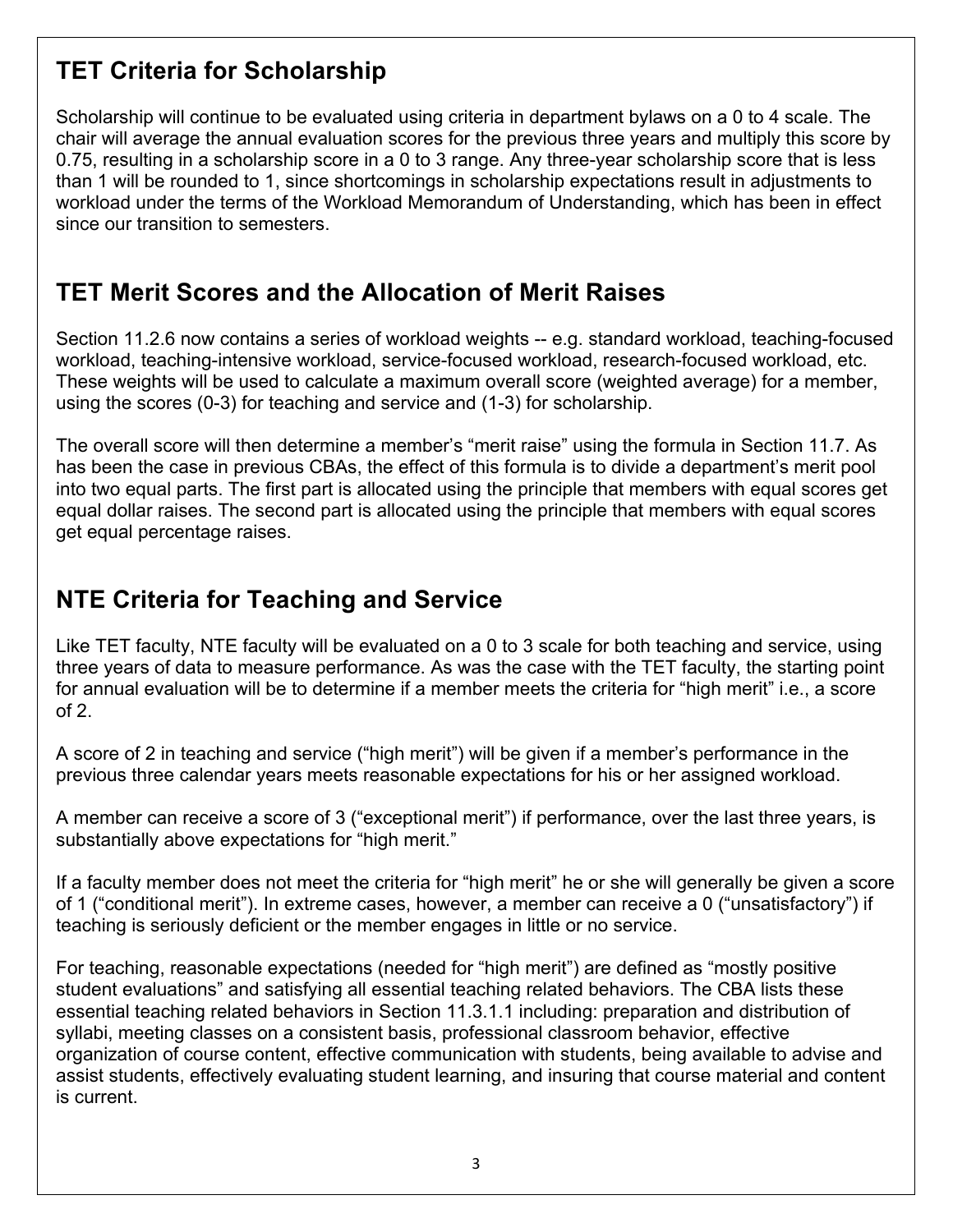## TET Criteria for Scholarship

Scholarship will continue to be evaluated using criteria in department bylaws on a 0 to 4 scale. The chair will average the annual evaluation scores for the previous three years and multiply this score by 0.75, resulting in a scholarship score in a 0 to 3 range. Any three-year scholarship score that is less than 1 will be rounded to 1, since shortcomings in scholarship expectations result in adjustments to workload under the terms of the Workload Memorandum of Understanding, which has been in effect since our transition to semesters.

## TET Merit Scores and the Allocation of Merit Raises

Section 11.2.6 now contains a series of workload weights -- e.g. standard workload, teaching-focused workload, teaching-intensive workload, service-focused workload, research-focused workload, etc. These weights will be used to calculate a maximum overall score (weighted average) for a member, using the scores (0-3) for teaching and service and (1-3) for scholarship.

The overall score will then determine a member's "merit raise" using the formula in Section 11.7. As has been the case in previous CBAs, the effect of this formula is to divide a department's merit pool into two equal parts. The first part is allocated using the principle that members with equal scores get equal dollar raises. The second part is allocated using the principle that members with equal scores get equal percentage raises.

## NTE Criteria for Teaching and Service

Like TET faculty, NTE faculty will be evaluated on a 0 to 3 scale for both teaching and service, using three years of data to measure performance. As was the case with the TET faculty, the starting point for annual evaluation will be to determine if a member meets the criteria for "high merit" i.e., a score of 2.

A score of 2 in teaching and service ("high merit") will be given if a member's performance in the previous three calendar years meets reasonable expectations for his or her assigned workload.

A member can receive a score of 3 ("exceptional merit") if performance, over the last three years, is substantially above expectations for "high merit."

If a faculty member does not meet the criteria for "high merit" he or she will generally be given a score of 1 ("conditional merit"). In extreme cases, however, a member can receive a 0 ("unsatisfactory") if teaching is seriously deficient or the member engages in little or no service.

For teaching, reasonable expectations (needed for "high merit") are defined as "mostly positive student evaluations" and satisfying all essential teaching related behaviors. The CBA lists these essential teaching related behaviors in Section 11.3.1.1 including: preparation and distribution of syllabi, meeting classes on a consistent basis, professional classroom behavior, effective organization of course content, effective communication with students, being available to advise and assist students, effectively evaluating student learning, and insuring that course material and content is current.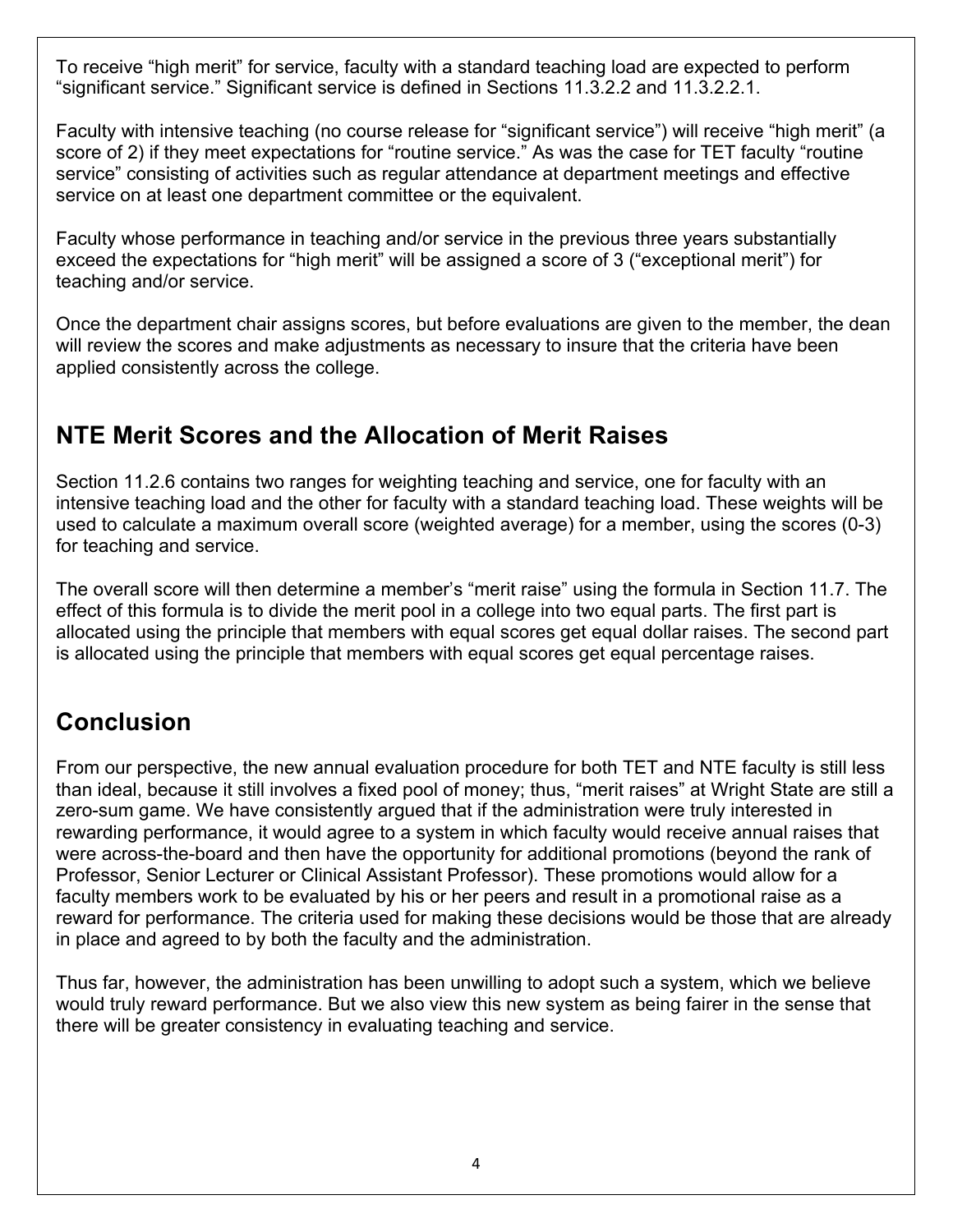To receive "high merit" for service, faculty with a standard teaching load are expected to perform "significant service." Significant service is defined in Sections 11.3.2.2 and 11.3.2.2.1.

Faculty with intensive teaching (no course release for "significant service") will receive "high merit" (a score of 2) if they meet expectations for "routine service." As was the case for TET faculty "routine service" consisting of activities such as regular attendance at department meetings and effective service on at least one department committee or the equivalent.

Faculty whose performance in teaching and/or service in the previous three years substantially exceed the expectations for "high merit" will be assigned a score of 3 ("exceptional merit") for teaching and/or service.

Once the department chair assigns scores, but before evaluations are given to the member, the dean will review the scores and make adjustments as necessary to insure that the criteria have been applied consistently across the college.

## NTE Merit Scores and the Allocation of Merit Raises

Section 11.2.6 contains two ranges for weighting teaching and service, one for faculty with an intensive teaching load and the other for faculty with a standard teaching load. These weights will be used to calculate a maximum overall score (weighted average) for a member, using the scores (0-3) for teaching and service.

The overall score will then determine a member's "merit raise" using the formula in Section 11.7. The effect of this formula is to divide the merit pool in a college into two equal parts. The first part is allocated using the principle that members with equal scores get equal dollar raises. The second part is allocated using the principle that members with equal scores get equal percentage raises.

## Conclusion

From our perspective, the new annual evaluation procedure for both TET and NTE faculty is still less than ideal, because it still involves a fixed pool of money; thus, "merit raises" at Wright State are still a zero-sum game. We have consistently argued that if the administration were truly interested in rewarding performance, it would agree to a system in which faculty would receive annual raises that were across-the-board and then have the opportunity for additional promotions (beyond the rank of Professor, Senior Lecturer or Clinical Assistant Professor). These promotions would allow for a faculty members work to be evaluated by his or her peers and result in a promotional raise as a reward for performance. The criteria used for making these decisions would be those that are already in place and agreed to by both the faculty and the administration.

Thus far, however, the administration has been unwilling to adopt such a system, which we believe would truly reward performance. But we also view this new system as being fairer in the sense that there will be greater consistency in evaluating teaching and service.